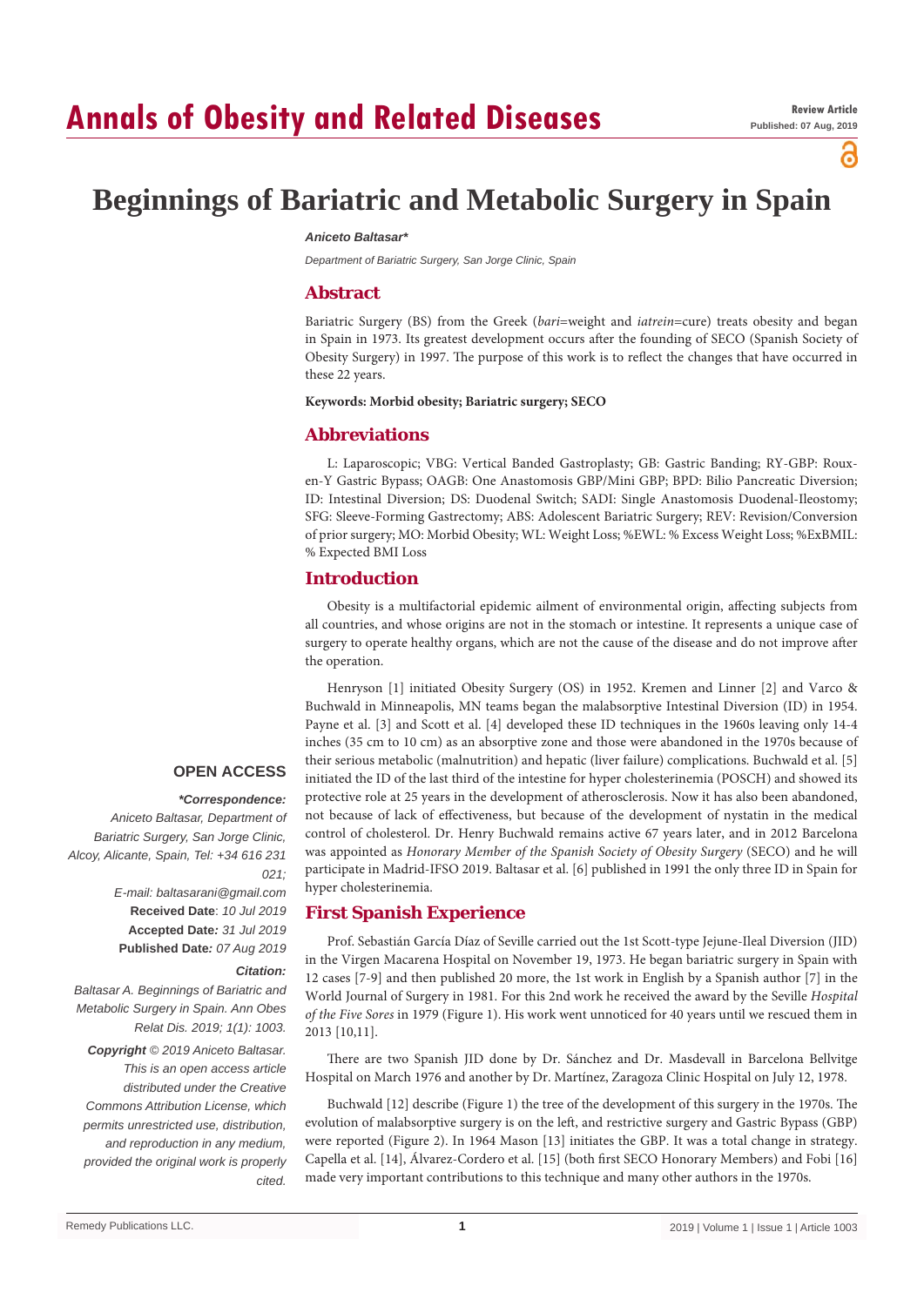# Annals of Obesity and Related Diseases

**Review Article**
**Published: 07 Aug, 2019**

# Beginnings of Bariatric and Metabolic Surgery in Spain

***Aniceto Baltasar****

*Department of Bariatric Surgery, San Jorge Clinic, Spain*

## Abstract

Bariatric Surgery (BS) from the Greek (*bari*=weight and *iatrein*=cure) treats obesity and began in Spain in 1973. Its greatest development occurs after the founding of SECO (Spanish Society of Obesity Surgery) in 1997. The purpose of this work is to reflect the changes that have occurred in these 22 years.

**Keywords: Morbid obesity; Bariatric surgery; SECO**

## Abbreviations

L: Laparoscopic; VBG: Vertical Banded Gastroplasty; GB: Gastric Banding; RY-GBP: Roux-en-Y Gastric Bypass; OAGB: One Anastomosis GBP/Mini GBP; BPD: Bilio Pancreatic Diversion; ID: Intestinal Diversion; DS: Duodenal Switch; SADI: Single Anastomosis Duodenal-Ileostomy; SFG: Sleeve-Forming Gastrectomy; ABS: Adolescent Bariatric Surgery; REV: Revision/Conversion of prior surgery; MO: Morbid Obesity; WL: Weight Loss; %EWL: % Excess Weight Loss; %ExBMIL: % Expected BMI Loss

## Introduction

Obesity is a multifactorial epidemic ailment of environmental origin, affecting subjects from all countries, and whose origins are not in the stomach or intestine. It represents a unique case of surgery to operate healthy organs, which are not the cause of the disease and do not improve after the operation.

Henryson [1] initiated Obesity Surgery (OS) in 1952. Kremen and Linner [2] and Varco & Buchwald in Minneapolis, MN teams began the malabsorptive Intestinal Diversion (ID) in 1954. Payne et al. [3] and Scott et al. [4] developed these ID techniques in the 1960s leaving only 14-4 inches (35 cm to 10 cm) as an absorptive zone and those were abandoned in the 1970s because of their serious metabolic (malnutrition) and hepatic (liver failure) complications. Buchwald et al. [5] initiated the ID of the last third of the intestine for hyper cholesterinemia (POSCH) and showed its protective role at 25 years in the development of atherosclerosis. Now it has also been abandoned, not because of lack of effectiveness, but because of the development of nystatin in the medical control of cholesterol. Dr. Henry Buchwald remains active 67 years later, and in 2012 Barcelona was appointed as *Honorary Member of the Spanish Society of Obesity Surgery* (SECO) and he will participate in Madrid-IFSO 2019. Baltasar et al. [6] published in 1991 the only three ID in Spain for hyper cholesterinemia.

## First Spanish Experience

Prof. Sebastián García Díaz of Seville carried out the 1st Scott-type Jejune-Ileal Diversion (JID) in the Virgen Macarena Hospital on November 19, 1973. He began bariatric surgery in Spain with 12 cases [7-9] and then published 20 more, the 1st work in English by a Spanish author [7] in the World Journal of Surgery in 1981. For this 2nd work he received the award by the Seville *Hospital of the Five Sores* in 1979 (Figure 1). His work went unnoticed for 40 years until we rescued them in 2013 [10,11].

There are two Spanish JID done by Dr. Sánchez and Dr. Masdevall in Barcelona Bellvitge Hospital on March 1976 and another by Dr. Martínez, Zaragoza Clinic Hospital on July 12, 1978.

Buchwald [12] describe (Figure 1) the tree of the development of this surgery in the 1970s. The evolution of malabsorptive surgery is on the left, and restrictive surgery and Gastric Bypass (GBP) were reported (Figure 2). In 1964 Mason [13] initiates the GBP. It was a total change in strategy. Capella et al. [14], Álvarez-Cordero et al. [15] (both first SECO Honorary Members) and Fobi [16] made very important contributions to this technique and many other authors in the 1970s.

**OPEN ACCESS**

***Correspondence:***

*Aniceto Baltasar, Department of Bariatric Surgery, San Jorge Clinic, Alcoy, Alicante, Spain, Tel: +34 616 231 021;*

*E-mail: baltasarani@gmail.com*

**Received Date**: *10 Jul 2019*

**Accepted Date:** *31 Jul 2019*

**Published Date:** *07 Aug 2019*

***Citation:***

*Baltasar A. Beginnings of Bariatric and Metabolic Surgery in Spain. Ann Obes Relat Dis. 2019; 1(1): 1003.*

***Copyright** © 2019 Aniceto Baltasar. This is an open access article distributed under the Creative Commons Attribution License, which permits unrestricted use, distribution, and reproduction in any medium, provided the original work is properly cited.*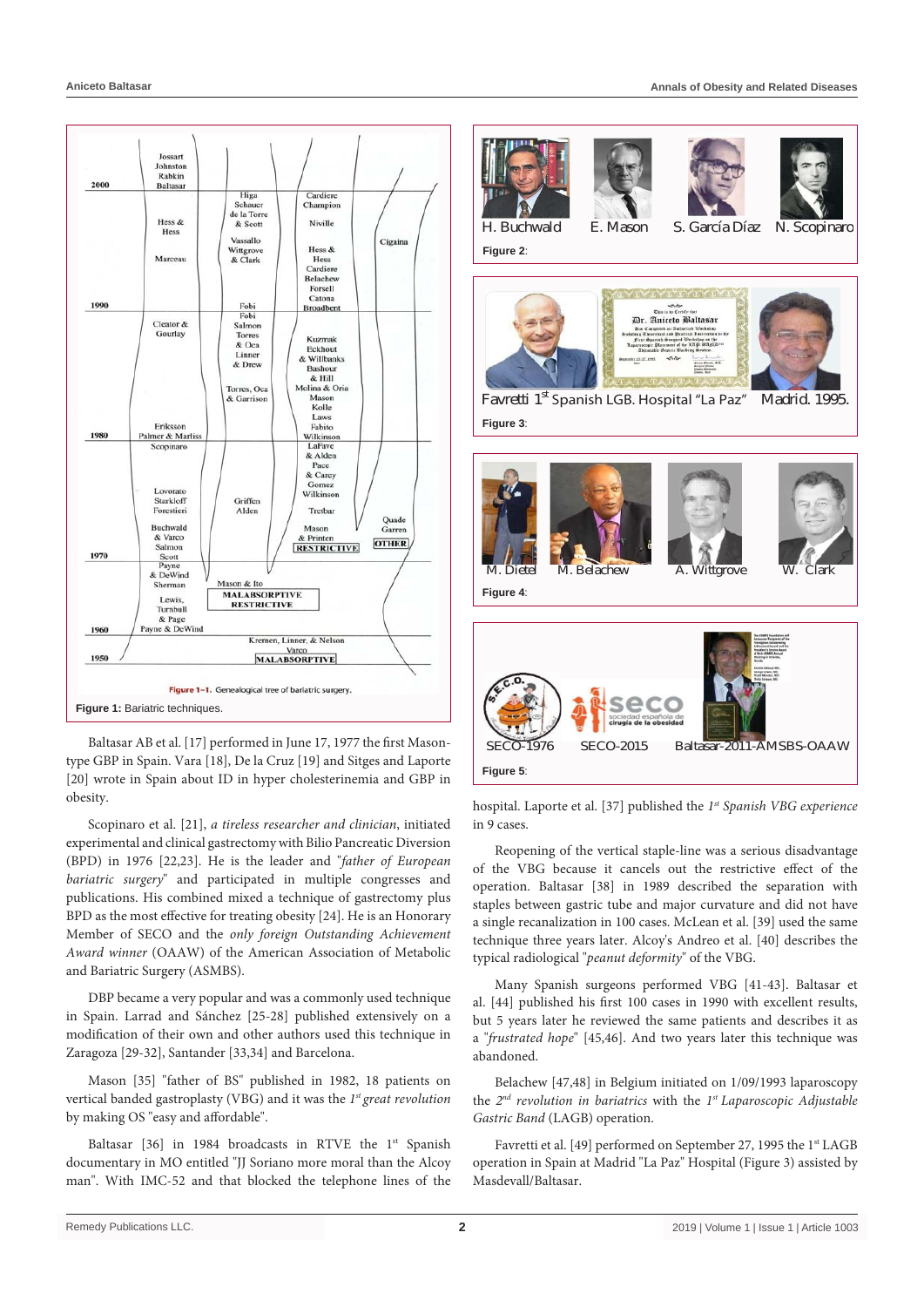2000

Jossart Johnston Rabkin Baltasar

Higa Schauer de la Torre & Scott

Cardiere Champion

Hess & Hess

Nivllle

Vassallo Wittgrove & Clark

Cigaina

Marceau

Hess & Hess Cardiere Belachew Forsell Catona Broadbent

1990

Fobi Fobi Salmon Torres & Oca Linner & Drew

Cleator & Gourlay

Kuzmak Eckhout & Willbanks Bashour & Hill

Torres, Oca & Garrison

Molina & Oria Mason Kolle Laws Fabito Wilkinson

Eriksson Palmer & Marliss

1980

Scopinaro

LaFave & Alden Pace & Carey Gomez Wilkinson

Lovorato Starkloff Forestieri

Griffen Alden

Tretbar

Buchwald & Varco Salmon Scott

Mason & Printen

Quade Garren

RESTRICTIVE

OTHER

1970

Payne & DeWind Sherman

Mason & Ito

MALABSORPTIVE RESTRICTIVE

Lewis, Turnbull & Page

1960

Payne & DeWind

Kremen, Linner, & Nelson Varco

1950

MALABSORPTIVE

Figure 1–1. Genealogical tree of bariatric surgery.

**Figure 1:** Bariatric techniques.

H. Buchwald E. Mason S. García Díaz N. Scopinaro

**Figure 2**:

Favretti 1[st] Spanish LGB. Hospital "La Paz" Madrid. 1995.

**Figure 3**:

M. Dietel M. Belachew A. Wittgrove W. Clark

**Figure 4**:

SECO-1976 SECO-2015 Baltasar-2011-AMSBS-OAAW

**Figure 5**:

Baltasar AB et al. [17] performed in June 17, 1977 the first Mason-type GBP in Spain. Vara [18], De la Cruz [19] and Sitges and Laporte [20] wrote in Spain about ID in hyper cholesterinemia and GBP in obesity.

Scopinaro et al. [21], *a tireless researcher and clinician*, initiated experimental and clinical gastrectomy with Bilio Pancreatic Diversion (BPD) in 1976 [22,23]. He is the leader and "*father of European bariatric surgery*" and participated in multiple congresses and publications. His combined mixed a technique of gastrectomy plus BPD as the most effective for treating obesity [24]. He is an Honorary Member of SECO and the *only foreign Outstanding Achievement Award winner* (OAAW) of the American Association of Metabolic and Bariatric Surgery (ASMBS).

DBP became a very popular and was a commonly used technique in Spain. Larrad and Sánchez [25-28] published extensively on a modification of their own and other authors used this technique in Zaragoza [29-32], Santander [33,34] and Barcelona.

Mason [35] "father of BS" published in 1982, 18 patients on vertical banded gastroplasty (VBG) and it was the *1[st] great revolution* by making OS "easy and affordable".

Baltasar [36] in 1984 broadcasts in RTVE the 1[st] Spanish documentary in MO entitled "JJ Soriano more moral than the Alcoy man". With IMC-52 and that blocked the telephone lines of the hospital. Laporte et al. [37] published the *1[st] Spanish VBG experience* in 9 cases.

Reopening of the vertical staple-line was a serious disadvantage of the VBG because it cancels out the restrictive effect of the operation. Baltasar [38] in 1989 described the same technique with staples between gastric tube and major curvature and did not have a single recanalization in 100 cases. McLean et al. [39] used the same technique three years later. Alcoy's Andreo et al. [40] describes the typical radiological "*peanut deformity*" of the VBG.

Many Spanish surgeons performed VBG [41-43]. Baltasar et al. [44] published his first 100 cases in 1990 with excellent results, but 5 years later he reviewed the same patients and describes it as a "*frustrated hope*" [45,46]. And two years later this technique was abandoned.

Belachew [47,48] in Belgium initiated on 1/09/1993 laparoscopy the *2[nd] revolution in bariatrics* with the *1[st] Laparoscopic Adjustable Gastric Band* (LAGB) operation.

Favretti et al. [49] performed on September 27, 1995 the 1[st] LAGB operation in Spain at Madrid "La Paz" Hospital (Figure 3) assisted by Masdevall/Baltasar.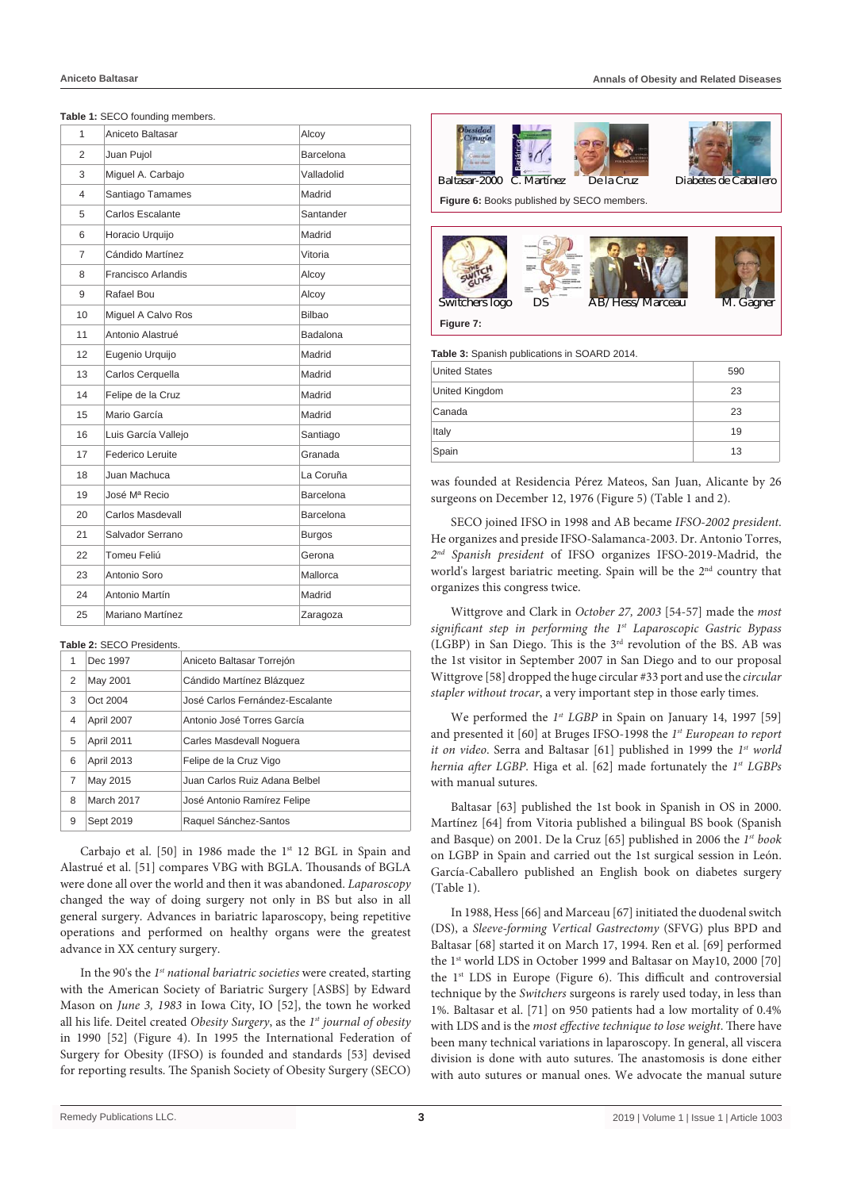**Table 1:** SECO founding members.

| | | |
|---|---|---|
| 1 | Aniceto Baltasar | Alcoy |
| 2 | Juan Pujol | Barcelona |
| 3 | Miguel A. Carbajo | Valladolid |
| 4 | Santiago Tamames | Madrid |
| 5 | Carlos Escalante | Santander |
| 6 | Horacio Urquijo | Madrid |
| 7 | Cándido Martínez | Vitoria |
| 8 | Francisco Arlandis | Alcoy |
| 9 | Rafael Bou | Alcoy |
| 10 | Miguel A Calvo Ros | Bilbao |
| 11 | Antonio Alastrué | Badalona |
| 12 | Eugenio Urquijo | Madrid |
| 13 | Carlos Cerquella | Madrid |
| 14 | Felipe de la Cruz | Madrid |
| 15 | Mario García | Madrid |
| 16 | Luis García Vallejo | Santiago |
| 17 | Federico Leruite | Granada |
| 18 | Juan Machuca | La Coruña |
| 19 | José Mª Recio | Barcelona |
| 20 | Carlos Masdevall | Barcelona |
| 21 | Salvador Serrano | Burgos |
| 22 | Tomeu Feliú | Gerona |
| 23 | Antonio Soro | Mallorca |
| 24 | Antonio Martín | Madrid |
| 25 | Mariano Martínez | Zaragoza |

**Table 2:** SECO Presidents.

| | | |
|---|---|---|
| 1 | Dec 1997 | Aniceto Baltasar Torrejón |
| 2 | May 2001 | Cándido Martínez Blázquez |
| 3 | Oct 2004 | José Carlos Fernández-Escalante |
| 4 | April 2007 | Antonio José Torres García |
| 5 | April 2011 | Carles Masdevall Noguera |
| 6 | April 2013 | Felipe de la Cruz Vigo |
| 7 | May 2015 | Juan Carlos Ruiz Adana Belbel |
| 8 | March 2017 | José Antonio Ramírez Felipe |
| 9 | Sept 2019 | Raquel Sánchez-Santos |

Carbajo et al. [50] in 1986 made the 1st 12 BGL in Spain and Alastrué et al. [51] compares VBG with BGLA. Thousands of BGLA were done all over the world and then it was abandoned. *Laparoscopy* changed the way of doing surgery not only in BS but also in all general surgery. Advances in bariatric laparoscopy, being repetitive operations and performed on healthy organs were the greatest advance in XX century surgery.

In the 90's the *1st national bariatric societies* were created, starting with the American Society of Bariatric Surgery [ASBS] by Edward Mason on *June 3, 1983* in Iowa City, IO [52], the town he worked all his life. Deitel created *Obesity Surgery*, as the *1st journal of obesity* in 1990 [52] (Figure 4). In 1995 the International Federation of Surgery for Obesity (IFSO) is founded and standards [53] devised for reporting results. The Spanish Society of Obesity Surgery (SECO) was founded at Residencia Pérez Mateos, San Juan, Alicante by 26 surgeons on December 12, 1976 (Figure 5) (Table 1 and 2).

Baltasar-2000 C. Martínez De la Cruz Diabetes de Caballero

**Figure 6:** Books published by SECO members.

Switchers logo DS AB/ Hess/ Marceau M. Gagner

**Figure 7:**

**Table 3:** Spanish publications in SOARD 2014.

| | |
|---|---|
| United States | 590 |
| United Kingdom | 23 |
| Canada | 23 |
| Italy | 19 |
| Spain | 13 |

SECO joined IFSO in 1998 and AB became *IFSO-2002 president*. He organizes and preside IFSO-Salamanca-2003. Dr. Antonio Torres, *2nd Spanish president* of IFSO organizes IFSO-2019-Madrid, the world's largest bariatric meeting. Spain will be the 2nd country that organizes this congress twice.

Wittgrove and Clark in *October 27, 2003* [54-57] made the *most significant step in performing the 1st Laparoscopic Gastric Bypass* (LGBP) in San Diego. This is the 3rd revolution of the BS. AB was the 1st visitor in September 2007 in San Diego and to our proposal Wittgrove [58] dropped the huge circular #33 port and use the *circular stapler without trocar*, a very important step in those early times.

We performed the *1st LGBP* in Spain on January 14, 1997 [59] and presented it [60] at Bruges IFSO-1998 the *1st European to report it on video*. Serra and Baltasar [61] published in 1999 the *1st world hernia after LGBP*. Higa et al. [62] made fortunately the *1st LGBPs* with manual sutures.

Baltasar [63] published the 1st book in Spanish in OS in 2000. Martínez [64] from Vitoria published a bilingual BS book (Spanish and Basque) on 2001. De la Cruz [65] published in 2006 the *1st book* on LGBP in Spain and carried out the 1st surgical session in León. García-Caballero published an English book on diabetes surgery (Table 1).

In 1988, Hess [66] and Marceau [67] initiated the duodenal switch (DS), a *Sleeve-forming Vertical Gastrectomy* (SFVG) plus BPD and Baltasar [68] started it on March 17, 1994. Ren et al. [69] performed the 1st world LDS in October 1999 and Baltasar on May10, 2000 [70] the 1st LDS in Europe (Figure 6). This difficult and controversial technique by the *Switchers* surgeons is rarely used today, in less than 1%. Baltasar et al. [71] on 950 patients had a low mortality of 0.4% with LDS and is the *most effective technique to lose weight*. There have been many technical variations in laparoscopy. In general, all viscera division is done with auto sutures. The anastomosis is done either with auto sutures or manual ones. We advocate the manual suture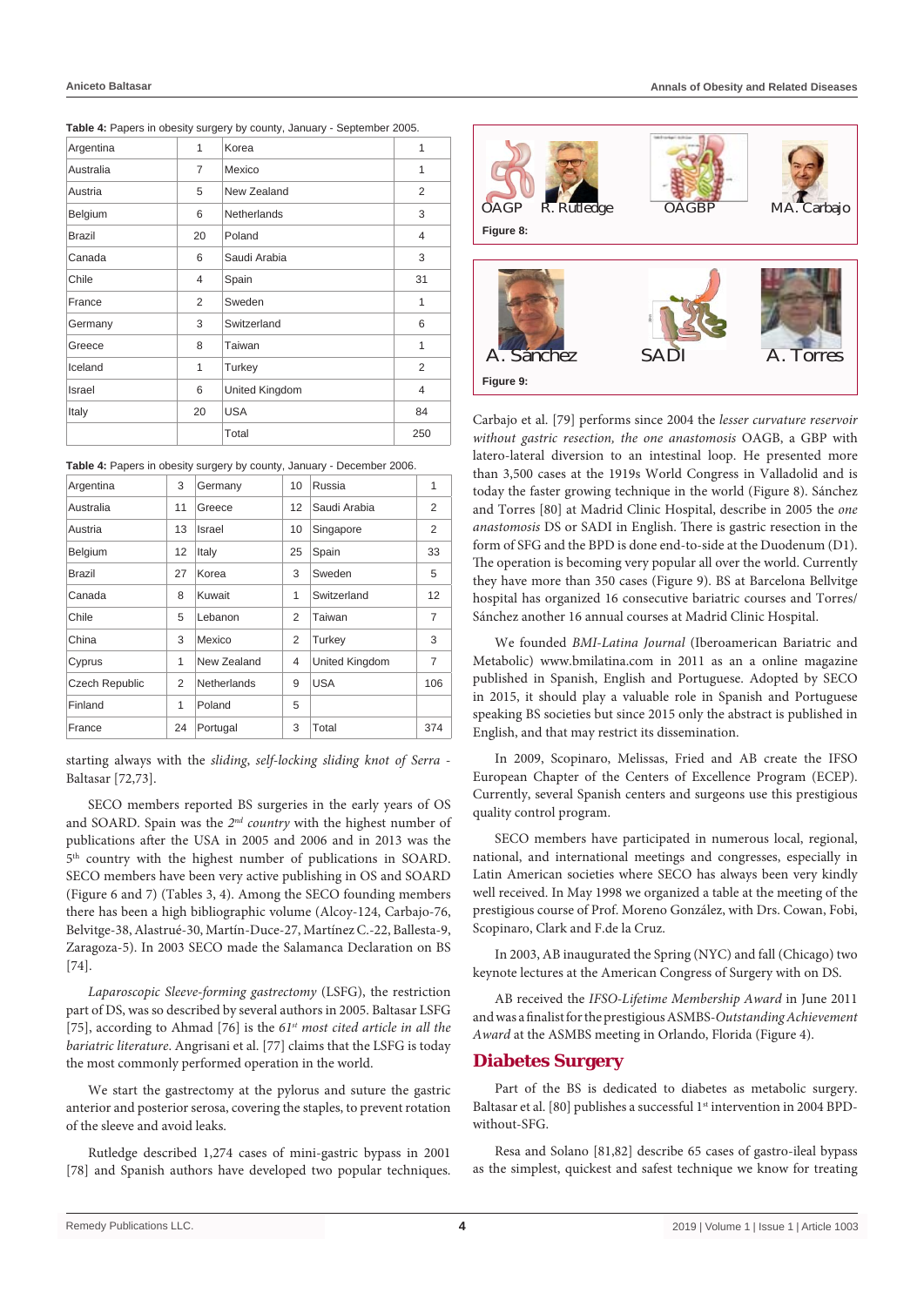**Table 4:** Papers in obesity surgery by county, January - September 2005.

| | | | |
|---|---|---|---|
| Argentina | 1 | Korea | 1 |
| Australia | 7 | Mexico | 1 |
| Austria | 5 | New Zeeland | 2 |
| Belgium | 6 | Netherlands | 3 |
| Brazil | 20 | Poland | 4 |
| Canada | 6 | Saudi Arabia | 3 |
| Chile | 4 | Spain | 31 |
| France | 2 | Sweden | 1 |
| Germany | 3 | Switzerland | 6 |
| Greece | 8 | Taiwan | 1 |
| Iceland | 1 | Turkey | 2 |
| Israel | 6 | United Kingdom | 4 |
| Italy | 20 | USA | 84 |
| | | Total | 250 |

**Table 4:** Papers in obesity surgery by county, January - December 2006.

| | | | | | |
|---|---|---|---|---|---|
| Argentina | 3 | Germany | 10 | Russia | 1 |
| Australia | 11 | Greece | 12 | Saudi Arabia | 2 |
| Austria | 13 | Israel | 10 | Singapore | 2 |
| Belgium | 12 | Italy | 25 | Spain | 33 |
| Brazil | 27 | Korea | 3 | Sweden | 5 |
| Canada | 8 | Kuwait | 1 | Switzerland | 12 |
| Chile | 5 | Lebanon | 2 | Taiwan | 7 |
| China | 3 | Mexico | 2 | Turkey | 3 |
| Cyprus | 1 | New Zealand | 4 | United Kingdom | 7 |
| Czech Republic | 2 | Netherlands | 9 | USA | 106 |
| Finland | 1 | Poland | 5 | | |
| France | 24 | Portugal | 3 | Total | 374 |

starting always with the *sliding*, *self-locking sliding knot of Serra* - Baltasar [72,73].

SECO members reported BS surgeries in the early years of OS and SOARD. Spain was the *2nd country* with the highest number of publications after the USA in 2005 and 2006 and in 2013 was the 5th country with the highest number of publications in SOARD. SECO members have been very active publishing in OS and SOARD (Figure 6 and 7) (Tables 3, 4). Among the SECO founding members there has been a high bibliographic volume (Alcoy-124, Carbajo-76, Belvitge-38, Alastrué-30, Martín-Duce-27, Martínez C.-22, Ballesta-9, Zaragoza-5). In 2003 SECO made the Salamanca Declaration on BS [74].

*Laparoscopic Sleeve-forming gastrectomy* (LSFG), the restriction part of DS, was so described by several authors in 2005. Baltasar LSFG [75], according to Ahmad [76] is the *61st most cited article in all the bariatric literature*. Angrisani et al. [77] claims that the LSFG is today the most commonly performed operation in the world.

We start the gastrectomy at the pylorus and suture the gastric anterior and posterior serosa, covering the staples, to prevent rotation of the sleeve and avoid leaks.

Rutledge described 1,274 cases of mini-gastric bypass in 2001 [78] and Spanish authors have developed two popular techniques.

OAGP R. Rutledge OAGBP MA. Carbajo

Figure 8:

A. Sánchez SADI A. Torres

Figure 9:

Carbajo et al. [79] performs since 2004 the *lesser curvature reservoir without gastric resection, the one anastomosis* OAGB, a GBP with latero-lateral diversion to an intestinal loop. He presented more than 3,500 cases at the 1919s World Congress in Valladolid and is today the faster growing technique in the world (Figure 8). Sánchez and Torres [80] at Madrid Clinic Hospital, describe in 2005 the *one anastomosis* DS or SADI in English. There is gastric resection in the form of SFG and the BPD is done end-to-side at the Duodenum (D1). The operation is becoming very popular all over the world. Currently they have more than 350 cases (Figure 9). BS at Barcelona Bellvitge hospital has organized 16 consecutive bariatric courses and Torres/Sánchez another 16 annual courses at Madrid Clinic Hospital.

We founded *BMI-Latina Journal* (Iberoamerican Bariatric and Metabolic) www.bmilatina.com in 2011 as an a online magazine published in Spanish, English and Portuguese. Adopted by SECO in 2015, it should play a valuable role in Spanish and Portuguese speaking BS societies but since 2015 only the abstract is published in English, and that may restrict its dissemination.

In 2009, Scopinaro, Melissas, Fried and AB create the IFSO European Chapter of the Centers of Excellence Program (ECEP). Currently, several Spanish centers and surgeons use this prestigious quality control program.

SECO members have participated in numerous local, regional, national, and international meetings and congresses, especially in Latin American societies where SECO has always been very kindly well received. In May 1998 we organized a table at the meeting of the prestigious course of Prof. Moreno González, with Drs. Cowan, Fobi, Scopinaro, Clark and F.de la Cruz.

In 2003, AB inaugurated the Spring (NYC) and fall (Chicago) two keynote lectures at the American Congress of Surgery with on DS.

AB received the *IFSO-Lifetime Membership Award* in June 2011 and was a finalist for the prestigious ASMBS-*Outstanding Achievement Award* at the ASMBS meeting in Orlando, Florida (Figure 4).

## Diabetes Surgery

Part of the BS is dedicated to diabetes as metabolic surgery. Baltasar et al. [80] publishes a successful 1st intervention in 2004 BPD-without-SFG.

Resa and Solano [81,82] describe 65 cases of gastro-ileal bypass as the simplest, quickest and safest technique we know for treating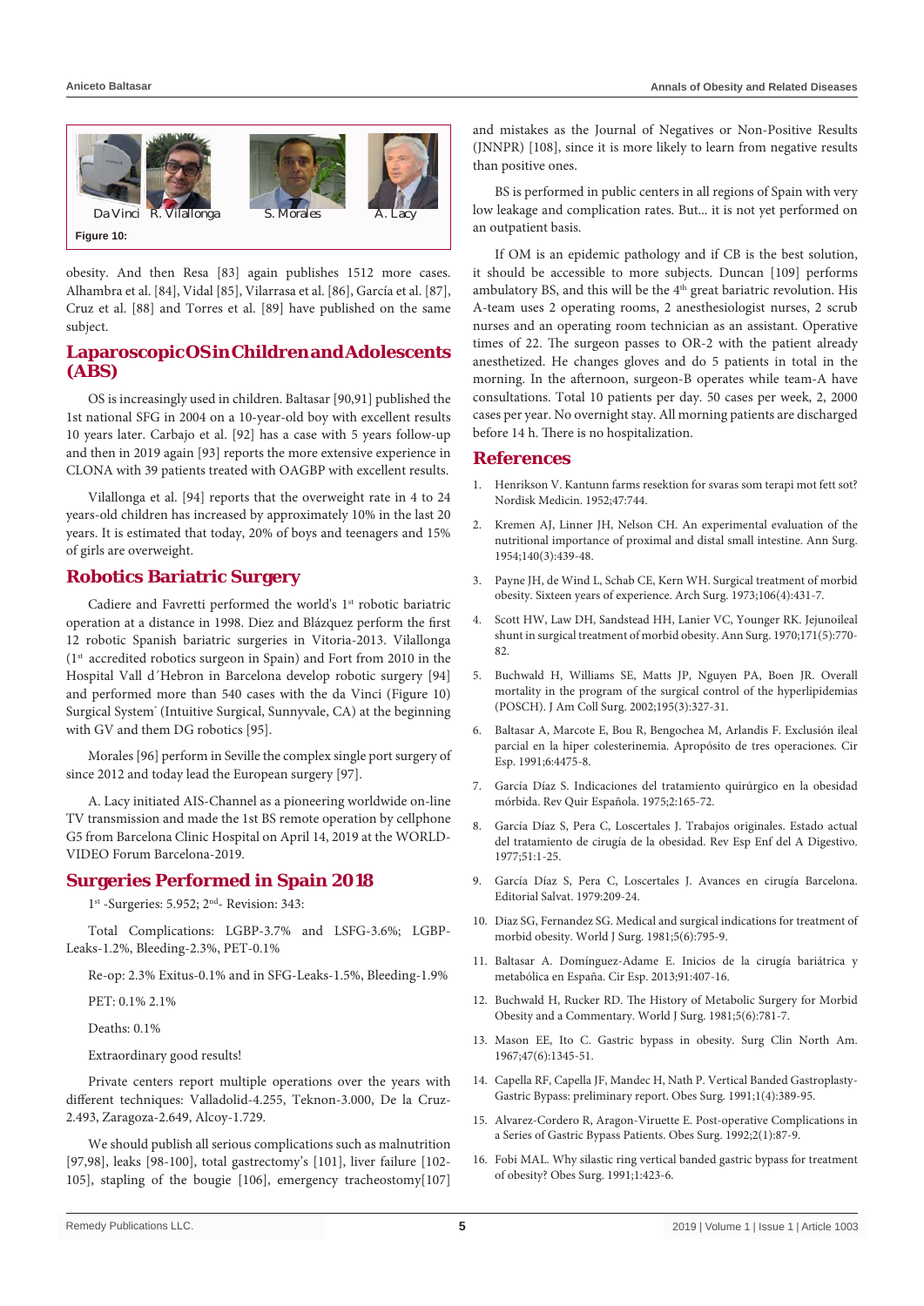Da Vinci R. Vilallonga S. Morales A. Lacy

**Figure 10:**

obesity. And then Resa [83] again publishes 1512 more cases. Alhambra et al. [84], Vidal [85], Vilarrasa et al. [86], García et al. [87], Cruz et al. [88] and Torres et al. [89] have published on the same subject.

## Laparoscopic OS in Children and Adolescents (ABS)

OS is increasingly used in children. Baltasar [90,91] published the 1st national SFG in 2004 on a 10-year-old boy with excellent results 10 years later. Carbajo et al. [92] has a case with 5 years follow-up and then in 2019 again [93] reports the more extensive experience in CLONA with 39 patients treated with OAGBP with excellent results.

Vilallonga et al. [94] reports that the overweight rate in 4 to 24 years-old children has increased by approximately 10% in the last 20 years. It is estimated that today, 20% of boys and teenagers and 15% of girls are overweight.

## Robotics Bariatric Surgery

Cadiere and Favretti performed the world's 1st robotic bariatric operation at a distance in 1998. Diez and Blázquez perform the first 12 robotic Spanish bariatric surgeries in Vitoria-2013. Vilallonga (1st accredited robotics surgeon in Spain) and Fort from 2010 in the Hospital Vall d´Hebron in Barcelona develop robotic surgery [94] and performed more than 540 cases with the da Vinci (Figure 10) Surgical System® (Intuitive Surgical, Sunnyvale, CA) at the beginning with GV and them DG robotics [95].

Morales [96] perform in Seville the complex single port surgery of since 2012 and today lead the European surgery [97].

A. Lacy initiated AIS-Channel as a pioneering worldwide on-line TV transmission and made the 1st BS remote operation by cellphone G5 from Barcelona Clinic Hospital on April 14, 2019 at the WORLD-VIDEO Forum Barcelona-2019.

## Surgeries Performed in Spain 2018

1st -Surgeries: 5.952; 2nd- Revision: 343:

Total Complications: LGBP-3.7% and LSFG-3.6%; LGBP-Leaks-1.2%, Bleeding-2.3%, PET-0.1%

Re-op: 2.3% Exitus-0.1% and in SFG-Leaks-1.5%, Bleeding-1.9%

PET: 0.1% 2.1%

Deaths: 0.1%

Extraordinary good results!

Private centers report multiple operations over the years with different techniques: Valladolid-4.255, Teknon-3.000, De la Cruz-2.493, Zaragoza-2.649, Alcoy-1.729.

We should publish all serious complications such as malnutrition [97,98], leaks [98-100], total gastrectomy's [101], liver failure [102-105], stapling of the bougie [106], emergency tracheostomy[107] and mistakes as the Journal of Negatives or Non-Positive Results (JNNPR) [108], since it is more likely to learn from negative results than positive ones.

BS is performed in public centers in all regions of Spain with very low leakage and complication rates. But… it is not yet performed on an outpatient basis.

If OM is an epidemic pathology and if CB is the best solution, it should be accessible to more subjects. Duncan [109] performs ambulatory BS, and this will be the 4th great bariatric revolution. His A-team uses 2 operating rooms, 2 anesthesiologist nurses, 2 scrub nurses and an operating room technician as an assistant. Operative times of 22. The surgeon passes to OR-2 with the patient already anesthetized. He changes gloves and do 5 patients in total in the morning. In the afternoon, surgeon-B operates while team-A have consultations. Total 10 patients per day. 50 cases per week, 2, 2000 cases per year. No overnight stay. All morning patients are discharged before 14 h. There is no hospitalization.

## References

1. Henrikson V. Kantunn farms resektion for svaras som terapi mot fett sot? Nordisk Medicin. 1952;47:744.
2. Kremen AJ, Linner JH, Nelson CH. An experimental evaluation of the nutritional importance of proximal and distal small intestine. Ann Surg. 1954;140(3):439-48.
3. Payne JH, de Wind L, Schab CE, Kern WH. Surgical treatment of morbid obesity. Sixteen years of experience. Arch Surg. 1973;106(4):431-7.
4. Scott HW, Law DH, Sandstead HH, Lanier VC, Younger RK. Jejunoileal shunt in surgical treatment of morbid obesity. Ann Surg. 1970;171(5):770-82.
5. Buchwald H, Williams SE, Matts JP, Nguyen PA, Boen JR. Overall mortality in the program of the surgical control of the hyperlipidemias (POSCH). J Am Coll Surg. 2002;195(3):327-31.
6. Baltasar A, Marcote E, Bou R, Bengochea M, Arlandis F. Exclusión ileal parcial en la hiper colesterinemia. Apropósito de tres operaciones. Cir Esp. 1991;6:4475-8.
7. García Díaz S. Indicaciones del tratamiento quirúrgico en la obesidad mórbida. Rev Quir Española. 1975;2:165-72.
8. García Díaz S, Pera C, Loscertales J. Trabajos originales. Estado actual del tratamiento de cirugía de la obesidad. Rev Esp Enf del A Digestivo. 1977;51:1-25.
9. García Díaz S, Pera C, Loscertales J. Avances en cirugía Barcelona. Editorial Salvat. 1979:209-24.
10. Diaz SG, Fernandez SG. Medical and surgical indications for treatment of morbid obesity. World J Surg. 1981;5(6):795-9.
11. Baltasar A. Domínguez-Adame E. Inicios de la cirugía bariátrica y metabólica en España. Cir Esp. 2013;91:407-16.
12. Buchwald H, Rucker RD. The History of Metabolic Surgery for Morbid Obesity and a Commentary. World J Surg. 1981;5(6):781-7.
13. Mason EE, Ito C. Gastric bypass in obesity. Surg Clin North Am. 1967;47(6):1345-51.
14. Capella RF, Capella JF, Mandec H, Nath P. Vertical Banded Gastroplasty-Gastric Bypass: preliminary report. Obes Surg. 1991;1(4):389-95.
15. Alvarez-Cordero R, Aragon-Viruette E. Post-operative Complications in a Series of Gastric Bypass Patients. Obes Surg. 1992;2(1):87-9.
16. Fobi MAL. Why silastic ring vertical banded gastric bypass for treatment of obesity? Obes Surg. 1991;1:423-6.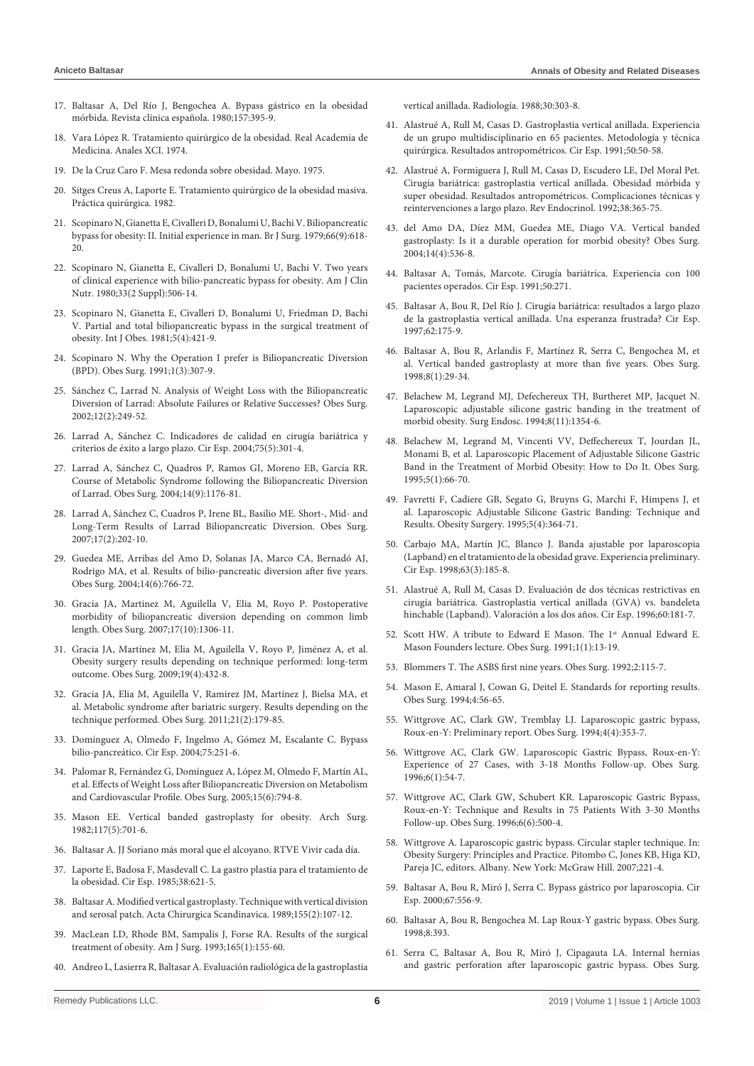17. Baltasar A, Del Río J, Bengochea A. Bypass gástrico en la obesidad mórbida. Revista clínica española. 1980;157:395-9.

18. Vara López R. Tratamiento quirúrgico de la obesidad. Real Academia de Medicina. Anales XCI. 1974.

19. De la Cruz Caro F. Mesa redonda sobre obesidad. Mayo. 1975.

20. Sitges Creus A, Laporte E. Tratamiento quirúrgico de la obesidad masiva. Práctica quirúrgica. 1982.

21. Scopinaro N, Gianetta E, Civalleri D, Bonalumi U, Bachi V. Biliopancreatic bypass for obesity: II. Initial experience in man. Br J Surg. 1979;66(9):618-20.

22. Scopinaro N, Gianetta E, Civalleri D, Bonalumi U, Bachi V. Two years of clinical experience with bilio-pancreatic bypass for obesity. Am J Clin Nutr. 1980;33(2 Suppl):506-14.

23. Scopinaro N, Gianetta E, Civalleri D, Bonalumi U, Friedman D, Bachi V. Partial and total biliopancreatic bypass in the surgical treatment of obesity. Int J Obes. 1981;5(4):421-9.

24. Scopinaro N. Why the Operation I prefer is Biliopancreatic Diversion (BPD). Obes Surg. 1991;1(3):307-9.

25. Sánchez C, Larrad N. Analysis of Weight Loss with the Biliopancreatic Diversion of Larrad: Absolute Failures or Relative Successes? Obes Surg. 2002;12(2):249-52.

26. Larrad A, Sánchez C. Indicadores de calidad en cirugía bariátrica y criterios de éxito a largo plazo. Cir Esp. 2004;75(5):301-4.

27. Larrad A, Sánchez C, Quadros P, Ramos GI, Moreno EB, García RR. Course of Metabolic Syndrome following the Biliopancreatic Diversion of Larrad. Obes Surg. 2004;14(9):1176-81.

28. Larrad A, Sánchez C, Cuadros P, Irene BL, Basilio ME. Short-, Mid- and Long-Term Results of Larrad Biliopancreatic Diversion. Obes Surg. 2007;17(2):202-10.

29. Guedea ME, Arribas del Amo D, Solanas JA, Marco CA, Bernadó AJ, Rodrigo MA, et al. Results of bilio-pancreatic diversion after five years. Obes Surg. 2004;14(6):766-72.

30. Gracia JA, Martinez M, Aguilella V, Elia M, Royo P. Postoperative morbidity of biliopancreatic diversion depending on common limb length. Obes Surg. 2007;17(10):1306-11.

31. Gracia JA, Martínez M, Elia M, Aguilella V, Royo P, Jiménez A, et al. Obesity surgery results depending on technique performed: long-term outcome. Obes Surg. 2009;19(4):432-8.

32. Gracia JA, Elia M, Aguilella V, Ramirez JM, Martínez J, Bielsa MA, et al. Metabolic syndrome after bariatric surgery. Results depending on the technique performed. Obes Surg. 2011;21(2):179-85.

33. Domínguez A, Olmedo F, Ingelmo A, Gómez M, Escalante C. Bypass bilio-pancreático. Cir Esp. 2004;75:251-6.

34. Palomar R, Fernández G, Domínguez A, López M, Olmedo F, Martín AL, et al. Effects of Weight Loss after Biliopancreatic Diversion on Metabolism and Cardiovascular Profile. Obes Surg. 2005;15(6):794-8.

35. Mason EE. Vertical banded gastroplasty for obesity. Arch Surg. 1982;117(5):701-6.

36. Baltasar A. JJ Soriano más moral que el alcoyano. RTVE Vivir cada día.

37. Laporte E, Badosa F, Masdevall C. La gastro plastia para el tratamiento de la obesidad. Cir Esp. 1985;38:621-5.

38. Baltasar A. Modified vertical gastroplasty. Technique with vertical division and serosal patch. Acta Chirurgica Scandinavica. 1989;155(2):107-12.

39. MacLean LD, Rhode BM, Sampalis J, Forse RA. Results of the surgical treatment of obesity. Am J Surg. 1993;165(1):155-60.

40. Andreo L, Lasierra R, Baltasar A. Evaluación radiológica de la gastroplastia vertical anillada. Radiología. 1988;30:303-8.

41. Alastrué A, Rull M, Casas D. Gastroplastia vertical anillada. Experiencia de un grupo multidisciplinario en 65 pacientes. Metodología y técnica quirúrgica. Resultados antropométricos. Cir Esp. 1991;50:50-58.

42. Alastrué A, Formiguera J, Rull M, Casas D, Escudero LE, Del Moral Pet. Cirugía bariátrica: gastroplastia vertical anillada. Obesidad mórbida y super obesidad. Resultados antropométricos. Complicaciones técnicas y reintervenciones a largo plazo. Rev Endocrinol. 1992;38:365-75.

43. del Amo DA, Díez MM, Guedea ME, Diago VA. Vertical banded gastroplasty: Is it a durable operation for morbid obesity? Obes Surg. 2004;14(4):536-8.

44. Baltasar A, Tomás, Marcote. Cirugía bariátrica. Experiencia con 100 pacientes operados. Cir Esp. 1991;50:271.

45. Baltasar A, Bou R, Del Río J. Cirugía bariátrica: resultados a largo plazo de la gastroplastia vertical anillada. Una esperanza frustrada? Cir Esp. 1997;62:175-9.

46. Baltasar A, Bou R, Arlandis F, Martínez R, Serra C, Bengochea M, et al. Vertical banded gastroplasty at more than five years. Obes Surg. 1998;8(1):29-34.

47. Belachew M, Legrand MJ, Defechereux TH, Burtheret MP, Jacquet N. Laparoscopic adjustable silicone gastric banding in the treatment of morbid obesity. Surg Endosc. 1994;8(11):1354-6.

48. Belachew M, Legrand M, Vincenti VV, Deffechereux T, Jourdan JL, Monami B, et al. Laparoscopic Placement of Adjustable Silicone Gastric Band in the Treatment of Morbid Obesity: How to Do It. Obes Surg. 1995;5(1):66-70.

49. Favretti F, Cadiere GB, Segato G, Bruyns G, Marchi F, Himpens J, et al. Laparoscopic Adjustable Silicone Gastric Banding: Technique and Results. Obesity Surgery. 1995;5(4):364-71.

50. Carbajo MA, Martín JC, Blanco J. Banda ajustable por laparoscopia (Lapband) en el tratamiento de la obesidad grave. Experiencia preliminary. Cir Esp. 1998;63(3):185-8.

51. Alastrué A, Rull M, Casas D. Evaluación de dos técnicas restrictivas en cirugía bariátrica. Gastroplastia vertical anillada (GVA) vs. bandeleta hinchable (Lapband). Valoración a los dos años. Cir Esp. 1996;60:181-7.

52. Scott HW. A tribute to Edward E Mason. The 1st Annual Edward E. Mason Founders lecture. Obes Surg. 1991;1(1):13-19.

53. Blommers T. The ASBS first nine years. Obes Surg. 1992;2:115-7.

54. Mason E, Amaral J, Cowan G, Deitel E. Standards for reporting results. Obes Surg. 1994;4:56-65.

55. Wittgrove AC, Clark GW, Tremblay LJ. Laparoscopic gastric bypass, Roux-en-Y: Preliminary report. Obes Surg. 1994;4(4):353-7.

56. Wittgrove AC, Clark GW. Laparoscopic Gastric Bypass, Roux-en-Y: Experience of 27 Cases, with 3-18 Months Follow-up. Obes Surg. 1996;6(1):54-7.

57. Wittgrove AC, Clark GW, Schubert KR. Laparoscopic Gastric Bypass, Roux-en-Y: Technique and Results in 75 Patients With 3-30 Months Follow-up. Obes Surg. 1996;6(6):500-4.

58. Wittgrove A. Laparoscopic gastric bypass. Circular stapler technique. In: Obesity Surgery: Principles and Practice. Pitombo C, Jones KB, Higa KD, Pareja JC, editors. Albany. New York: McGraw Hill. 2007;221-4.

59. Baltasar A, Bou R, Miró J, Serra C. Bypass gástrico por laparoscopia. Cir Esp. 2000;67:556-9.

60. Baltasar A, Bou R, Bengochea M. Lap Roux-Y gastric bypass. Obes Surg. 1998;8:393.

61. Serra C, Baltasar A, Bou R, Miró J, Cipagauta LA. Internal hernias and gastric perforation after laparoscopic gastric bypass. Obes Surg.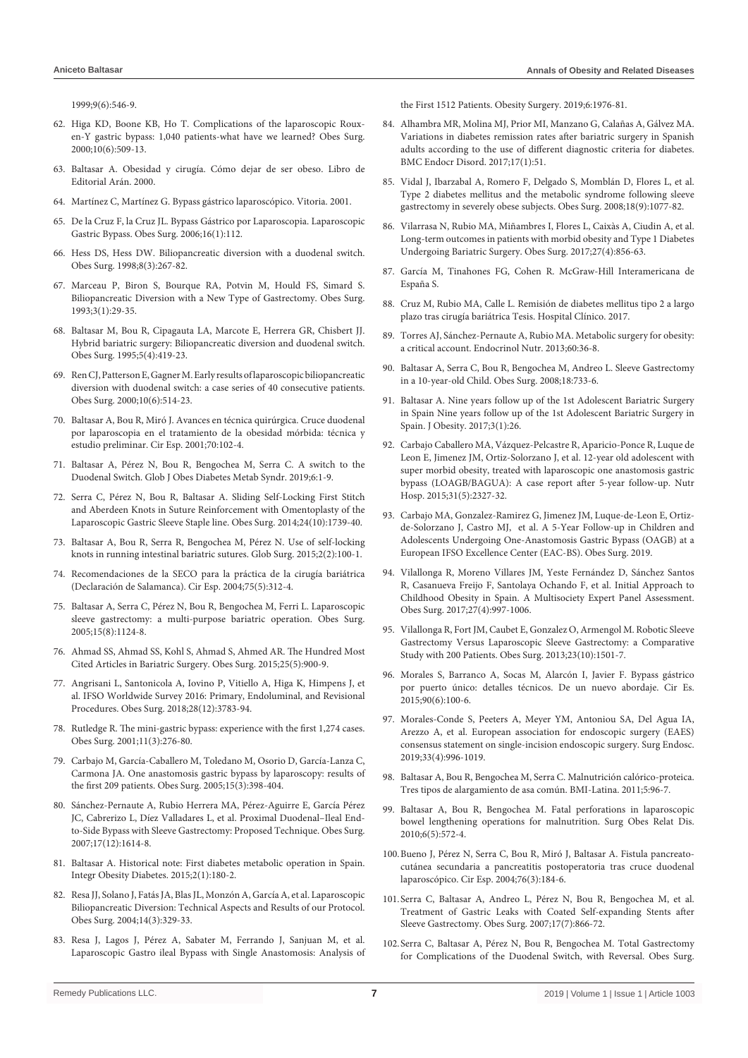1999;9(6):546-9.

62. Higa KD, Boone KB, Ho T. Complications of the laparoscopic Roux-en-Y gastric bypass: 1,040 patients-what have we learned? Obes Surg. 2000;10(6):509-13.

63. Baltasar A. Obesidad y cirugía. Cómo dejar de ser obeso. Libro de Editorial Arán. 2000.

64. Martínez C, Martínez G. Bypass gástrico laparoscópico. Vitoria. 2001.

65. De la Cruz F, la Cruz JL. Bypass Gástrico por Laparoscopia. Laparoscopic Gastric Bypass. Obes Surg. 2006;16(1):112.

66. Hess DS, Hess DW. Biliopancreatic diversion with a duodenal switch. Obes Surg. 1998;8(3):267-82.

67. Marceau P, Biron S, Bourque RA, Potvin M, Hould FS, Simard S. Biliopancreatic Diversion with a New Type of Gastrectomy. Obes Surg. 1993;3(1):29-35.

68. Baltasar M, Bou R, Cipagauta LA, Marcote E, Herrera GR, Chisbert JJ. Hybrid bariatric surgery: Biliopancreatic diversion and duodenal switch. Obes Surg. 1995;5(4):419-23.

69. Ren CJ, Patterson E, Gagner M. Early results of laparoscopic biliopancreatic diversion with duodenal switch: a case series of 40 consecutive patients. Obes Surg. 2000;10(6):514-23.

70. Baltasar A, Bou R, Miró J. Avances en técnica quirúrgica. Cruce duodenal por laparoscopia en el tratamiento de la obesidad mórbida: técnica y estudio preliminar. Cir Esp. 2001;70:102-4.

71. Baltasar A, Pérez N, Bou R, Bengochea M, Serra C. A switch to the Duodenal Switch. Glob J Obes Diabetes Metab Syndr. 2019;6:1-9.

72. Serra C, Pérez N, Bou R, Baltasar A. Sliding Self-Locking First Stitch and Aberdeen Knots in Suture Reinforcement with Omentoplasty of the Laparoscopic Gastric Sleeve Staple line. Obes Surg. 2014;24(10):1739-40.

73. Baltasar A, Bou R, Serra R, Bengochea M, Pérez N. Use of self-locking knots in running intestinal bariatric sutures. Glob Surg. 2015;2(2):100-1.

74. Recomendaciones de la SECO para la práctica de la cirugía bariátrica (Declaración de Salamanca). Cir Esp. 2004;75(5):312-4.

75. Baltasar A, Serra C, Pérez N, Bou R, Bengochea M, Ferri L. Laparoscopic sleeve gastrectomy: a multi-purpose bariatric operation. Obes Surg. 2005;15(8):1124-8.

76. Ahmad SS, Ahmad SS, Kohl S, Ahmad S, Ahmed AR. The Hundred Most Cited Articles in Bariatric Surgery. Obes Surg. 2015;25(5):900-9.

77. Angrisani L, Santonicola A, Iovino P, Vitiello A, Higa K, Himpens J, et al. IFSO Worldwide Survey 2016: Primary, Endoluminal, and Revisional Procedures. Obes Surg. 2018;28(12):3783-94.

78. Rutledge R. The mini-gastric bypass: experience with the first 1,274 cases. Obes Surg. 2001;11(3):276-80.

79. Carbajo M, García-Caballero M, Toledano M, Osorio D, García-Lanza C, Carmona JA. One anastomosis gastric bypass by laparoscopy: results of the first 209 patients. Obes Surg. 2005;15(3):398-404.

80. Sánchez-Pernaute A, Rubio Herrera MA, Pérez-Aguirre E, García Pérez JC, Cabrerizo L, Díez Valladares L, et al. Proximal Duodenal–Ileal End-to-Side Bypass with Sleeve Gastrectomy: Proposed Technique. Obes Surg. 2007;17(12):1614-8.

81. Baltasar A. Historical note: First diabetes metabolic operation in Spain. Integr Obesity Diabetes. 2015;2(1):180-2.

82. Resa JJ, Solano J, Fatás JA, Blas JL, Monzón A, García A, et al. Laparoscopic Biliopancreatic Diversion: Technical Aspects and Results of our Protocol. Obes Surg. 2004;14(3):329-33.

83. Resa J, Lagos J, Pérez A, Sabater M, Ferrando J, Sanjuan M, et al. Laparoscopic Gastro ileal Bypass with Single Anastomosis: Analysis of the First 1512 Patients. Obesity Surgery. 2019;6:1976-81.

84. Alhambra MR, Molina MJ, Prior MI, Manzano G, Calañas A, Gálvez MA. Variations in diabetes remission rates after bariatric surgery in Spanish adults according to the use of different diagnostic criteria for diabetes. BMC Endocr Disord. 2017;17(1):51.

85. Vidal J, Ibarzabal A, Romero F, Delgado S, Momblán D, Flores L, et al. Type 2 diabetes mellitus and the metabolic syndrome following sleeve gastrectomy in severely obese subjects. Obes Surg. 2008;18(9):1077-82.

86. Vilarrasa N, Rubio MA, Miñambres I, Flores L, Caixàs A, Ciudin A, et al. Long-term outcomes in patients with morbid obesity and Type 1 Diabetes Undergoing Bariatric Surgery. Obes Surg. 2017;27(4):856-63.

87. García M, Tinahones FG, Cohen R. McGraw-Hill Interamericana de España S.

88. Cruz M, Rubio MA, Calle L. Remisión de diabetes mellitus tipo 2 a largo plazo tras cirugía bariátrica Tesis. Hospital Clínico. 2017.

89. Torres AJ, Sánchez-Pernaute A, Rubio MA. Metabolic surgery for obesity: a critical account. Endocrinol Nutr. 2013;60:36-8.

90. Baltasar A, Serra C, Bou R, Bengochea M, Andreo L. Sleeve Gastrectomy in a 10-year-old Child. Obes Surg. 2008;18:733-6.

91. Baltasar A. Nine years follow up of the 1st Adolescent Bariatric Surgery in Spain Nine years follow up of the 1st Adolescent Bariatric Surgery in Spain. J Obesity. 2017;3(1):26.

92. Carbajo Caballero MA, Vázquez-Pelcastre R, Aparicio-Ponce R, Luque de Leon E, Jimenez JM, Ortiz-Solorzano J, et al. 12-year old adolescent with super morbid obesity, treated with laparoscopic one anastomosis gastric bypass (LOAGB/BAGUA): A case report after 5-year follow-up. Nutr Hosp. 2015;31(5):2327-32.

93. Carbajo MA, Gonzalez-Ramirez G, Jimenez JM, Luque-de-Leon E, Ortiz-de-Solorzano J, Castro MJ, et al. A 5-Year Follow-up in Children and Adolescents Undergoing One-Anastomosis Gastric Bypass (OAGB) at a European IFSO Excellence Center (EAC-BS). Obes Surg. 2019.

94. Vilallonga R, Moreno Villares JM, Yeste Fernández D, Sánchez Santos R, Casanueva Freijo F, Santolaya Ochando F, et al. Initial Approach to Childhood Obesity in Spain. A Multisociety Expert Panel Assessment. Obes Surg. 2017;27(4):997-1006.

95. Vilallonga R, Fort JM, Caubet E, Gonzalez O, Armengol M. Robotic Sleeve Gastrectomy Versus Laparoscopic Sleeve Gastrectomy: a Comparative Study with 200 Patients. Obes Surg. 2013;23(10):1501-7.

96. Morales S, Barranco A, Socas M, Alarcón I, Javier F. Bypass gástrico por puerto único: detalles técnicos. De un nuevo abordaje. Cir Es. 2015;90(6):100-6.

97. Morales-Conde S, Peeters A, Meyer YM, Antoniou SA, Del Agua IA, Arezzo A, et al. European association for endoscopic surgery (EAES) consensus statement on single-incision endoscopic surgery. Surg Endosc. 2019;33(4):996-1019.

98. Baltasar A, Bou R, Bengochea M, Serra C. Malnutrición calórico-proteica. Tres tipos de alargamiento de asa común. BMI-Latina. 2011;5:96-7.

99. Baltasar A, Bou R, Bengochea M. Fatal perforations in laparoscopic bowel lengthening operations for malnutrition. Surg Obes Relat Dis. 2010;6(5):572-4.

100. Bueno J, Pérez N, Serra C, Bou R, Miró J, Baltasar A. Fistula pancreato-cutánea secundaria a pancreatitis postoperatoria tras cruce duodenal laparoscópico. Cir Esp. 2004;76(3):184-6.

101. Serra C, Baltasar A, Andreo L, Pérez N, Bou R, Bengochea M, et al. Treatment of Gastric Leaks with Coated Self-expanding Stents after Sleeve Gastrectomy. Obes Surg. 2007;17(7):866-72.

102. Serra C, Baltasar A, Pérez N, Bou R, Bengochea M. Total Gastrectomy for Complications of the Duodenal Switch, with Reversal. Obes Surg.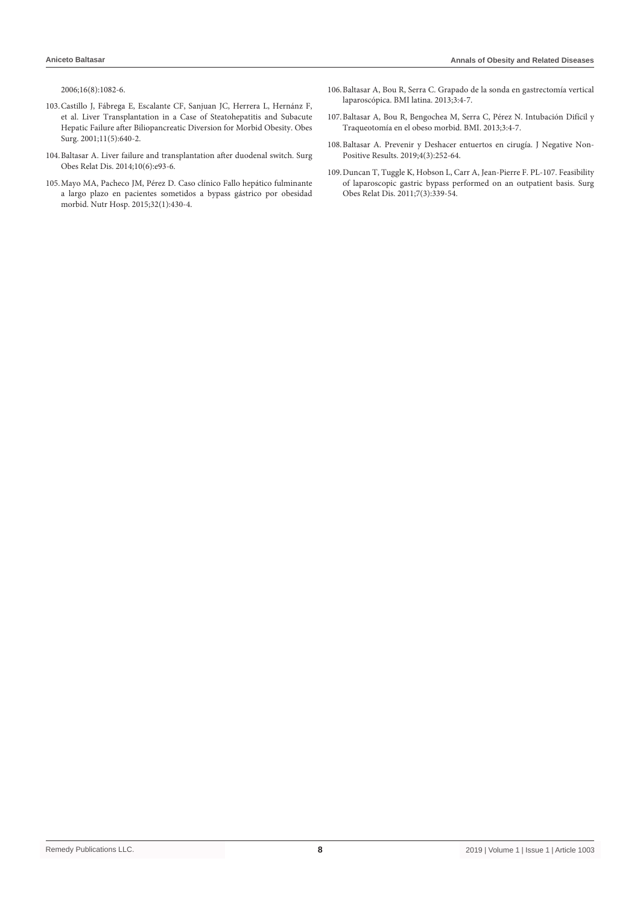2006;16(8):1082-6.

103. Castillo J, Fábrega E, Escalante CF, Sanjuan JC, Herrera L, Hernánz F, et al. Liver Transplantation in a Case of Steatohepatitis and Subacute Hepatic Failure after Biliopancreatic Diversion for Morbid Obesity. Obes Surg. 2001;11(5):640-2.

104. Baltasar A. Liver failure and transplantation after duodenal switch. Surg Obes Relat Dis. 2014;10(6):e93-6.

105. Mayo MA, Pacheco JM, Pérez D. Caso clínico Fallo hepático fulminante a largo plazo en pacientes sometidos a bypass gástrico por obesidad morbid. Nutr Hosp. 2015;32(1):430-4.

106. Baltasar A, Bou R, Serra C. Grapado de la sonda en gastrectomía vertical laparoscópica. BMI latina. 2013;3:4-7.

107. Baltasar A, Bou R, Bengochea M, Serra C, Pérez N. Intubación Difícil y Traqueotomía en el obeso morbid. BMI. 2013;3:4-7.

108. Baltasar A. Prevenir y Deshacer entuertos en cirugía. J Negative Non-Positive Results. 2019;4(3):252-64.

109. Duncan T, Tuggle K, Hobson L, Carr A, Jean-Pierre F. PL-107. Feasibility of laparoscopic gastric bypass performed on an outpatient basis. Surg Obes Relat Dis. 2011;7(3):339-54.